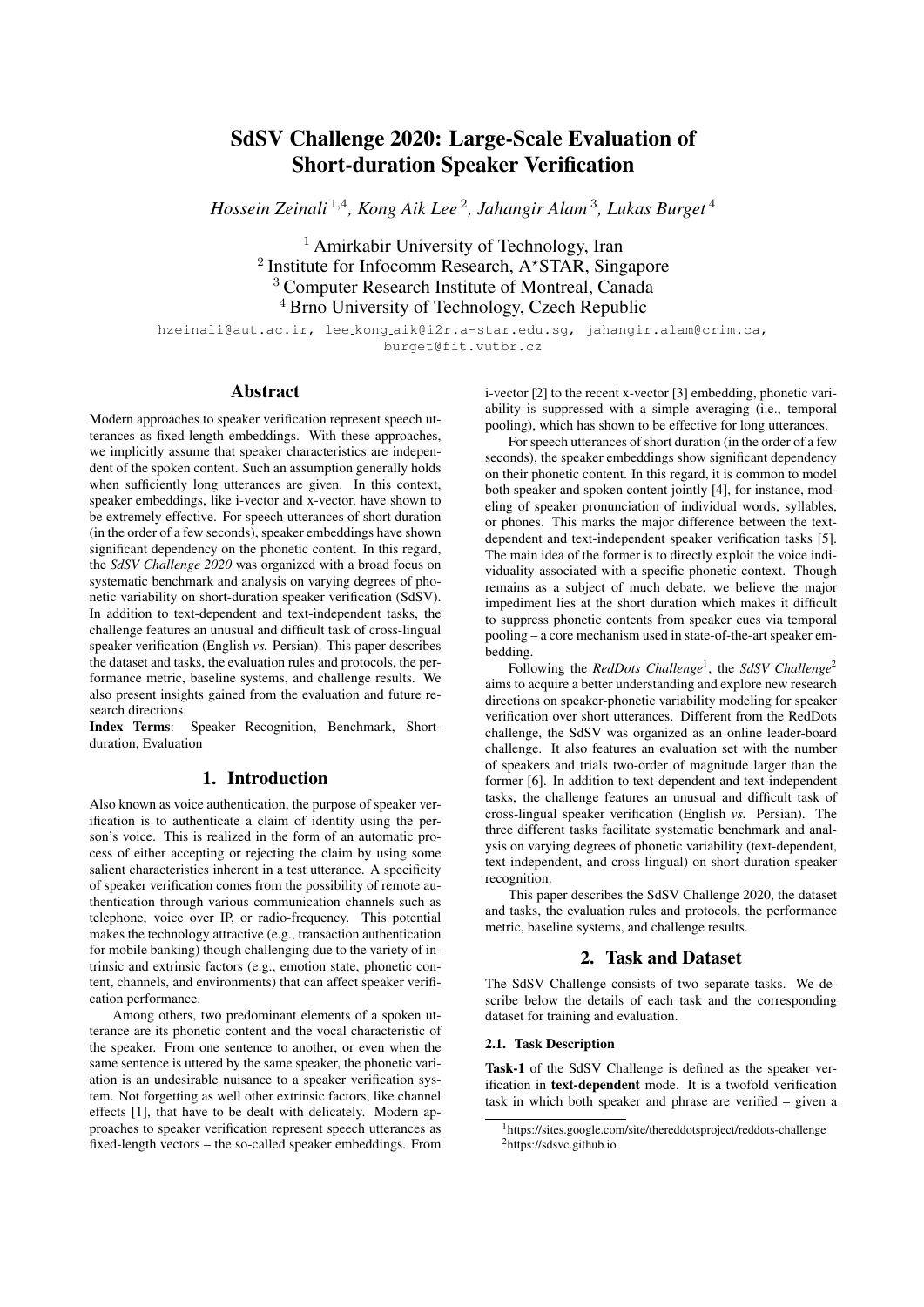# SdSV Challenge 2020: Large-Scale Evaluation of Short-duration Speaker Verification

*Hossein Zeinali* [1,4], *Kong Aik Lee* [2], *Jahangir Alam* [3], *Lukas Burget* [4]

[1] Amirkabir University of Technology, Iran
[2] Institute for Infocomm Research, A⋆STAR, Singapore
[3] Computer Research Institute of Montreal, Canada
[4] Brno University of Technology, Czech Republic

hzeinali@aut.ac.ir, lee_kong_aik@i2r.a-star.edu.sg, jahangir.alam@crim.ca, burget@fit.vutbr.cz

## Abstract

Modern approaches to speaker verification represent speech utterances as fixed-length embeddings. With these approaches, we implicitly assume that speaker characteristics are independent of the spoken content. Such an assumption generally holds when sufficiently long utterances are given. In this context, speaker embeddings, like i-vector and x-vector, have shown to be extremely effective. For speech utterances of short duration (in the order of a few seconds), speaker embeddings have shown significant dependency on the phonetic content. In this regard, the *SdSV Challenge 2020* was organized with a broad focus on systematic benchmark and analysis on varying degrees of phonetic variability on short-duration speaker verification (SdSV). In addition to text-dependent and text-independent tasks, the challenge features an unusual and difficult task of cross-lingual speaker verification (English *vs.* Persian). This paper describes the dataset and tasks, the evaluation rules and protocols, the performance metric, baseline systems, and challenge results. We also present insights gained from the evaluation and future research directions.

**Index Terms**: Speaker Recognition, Benchmark, Short-duration, Evaluation

## 1. Introduction

Also known as voice authentication, the purpose of speaker verification is to authenticate a claim of identity using the person's voice. This is realized in the form of an automatic process of either accepting or rejecting the claim by using some salient characteristics inherent in a test utterance. A specificity of speaker verification comes from the possibility of remote authentication through various communication channels such as telephone, voice over IP, or radio-frequency. This potential makes the technology attractive (e.g., transaction authentication for mobile banking) though challenging due to the variety of intrinsic and extrinsic factors (e.g., emotion state, phonetic content, channels, and environments) that can affect speaker verification performance.

Among others, two predominant elements of a spoken utterance are its phonetic content and the vocal characteristic of the speaker. From one sentence to another, or even when the same sentence is uttered by the same speaker, the phonetic variation is an undesirable nuisance to a speaker verification system. Not forgetting as well other extrinsic factors, like channel effects [1], that have to be dealt with delicately. Modern approaches to speaker verification represent speech utterances as fixed-length vectors – the so-called speaker embeddings. From i-vector [2] to the recent x-vector [3] embedding, phonetic variability is suppressed with a simple averaging (i.e., temporal pooling), which has shown to be effective for long utterances.

For speech utterances of short duration (in the order of a few seconds), the speaker embeddings show significant dependency on their phonetic content. In this regard, it is common to model both speaker and spoken content jointly [4], for instance, modeling of speaker pronunciation of individual words, syllables, or phones. This marks the major difference between the text-dependent and text-independent speaker verification tasks [5]. The main idea of the former is to directly exploit the voice individuality associated with a specific phonetic context. Though remains as a subject of much debate, we believe the major impediment lies at the short duration which makes it difficult to suppress phonetic contents from speaker cues via temporal pooling – a core mechanism used in state-of-the-art speaker embedding.

Following the *RedDots Challenge*[1], the *SdSV Challenge*[2] aims to acquire a better understanding and explore new research directions on speaker-phonetic variability modeling for speaker verification over short utterances. Different from the RedDots challenge, the SdSV was organized as an online leader-board challenge. It also features an evaluation set with the number of speakers and trials two-order of magnitude larger than the former [6]. In addition to text-dependent and text-independent tasks, the challenge features an unusual and difficult task of cross-lingual speaker verification (English *vs.* Persian). The three different tasks facilitate systematic benchmark and analysis on varying degrees of phonetic variability (text-dependent, text-independent, and cross-lingual) on short-duration speaker recognition.

This paper describes the SdSV Challenge 2020, the dataset and tasks, the evaluation rules and protocols, the performance metric, baseline systems, and challenge results.

## 2. Task and Dataset

The SdSV Challenge consists of two separate tasks. We describe below the details of each task and the corresponding dataset for training and evaluation.

### 2.1. Task Description

**Task-1** of the SdSV Challenge is defined as the speaker verification in **text-dependent** mode. It is a twofold verification task in which both speaker and phrase are verified – given a

[1] https://sites.google.com/site/thereddotsproject/reddots-challenge
[2] https://sdsvc.github.io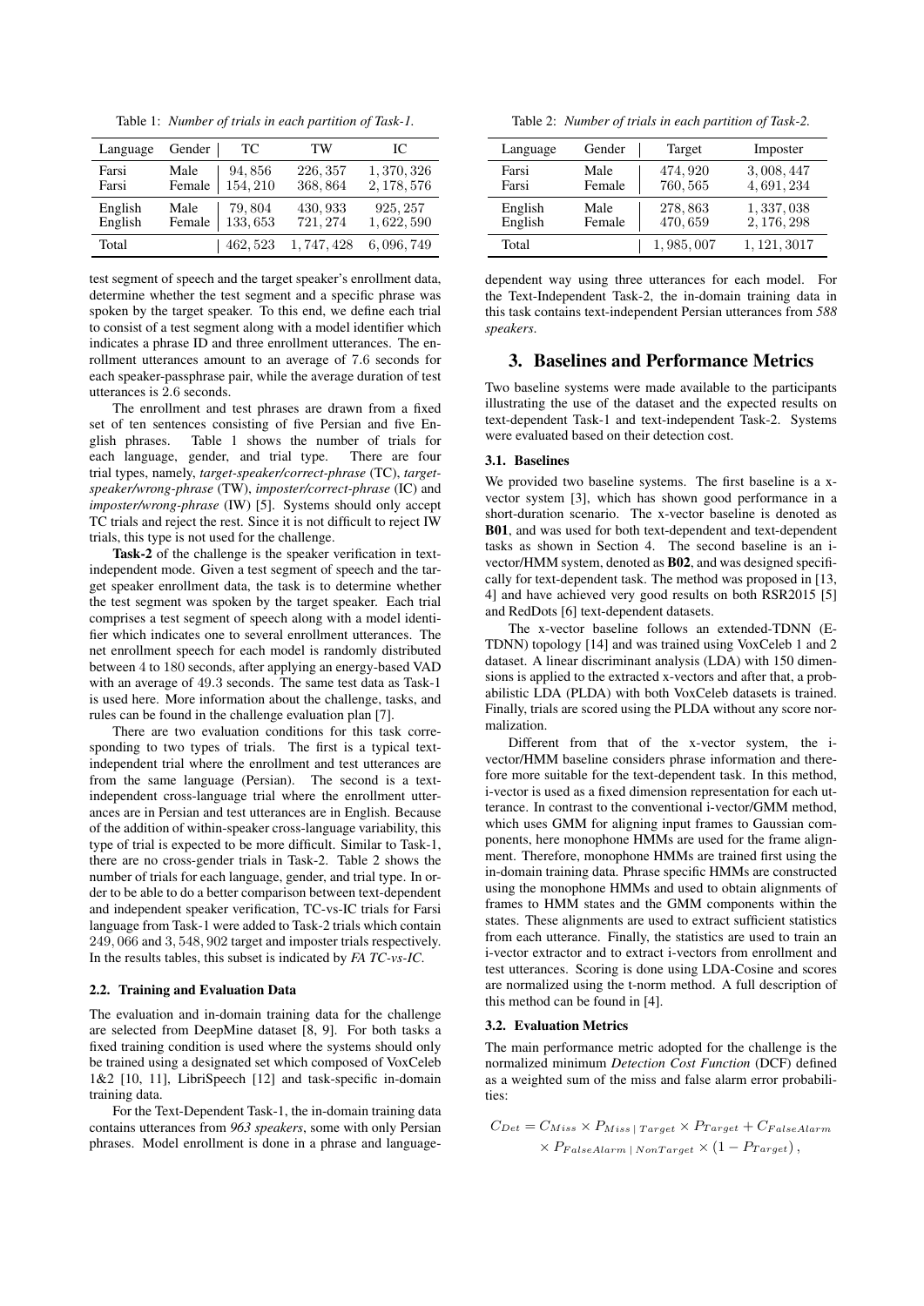Table 1: *Number of trials in each partition of Task-1.*

| Language | Gender | TC | TW | IC |
|---|---|---|---|---|
| Farsi | Male | 94,856 | 226,357 | 1,370,326 |
| Farsi | Female | 154,210 | 368,864 | 2,178,576 |
| English | Male | 79,804 | 430,933 | 925,257 |
| English | Female | 133,653 | 721,274 | 1,622,590 |
| Total | | 462,523 | 1,747,428 | 6,096,749 |

test segment of speech and the target speaker's enrollment data, determine whether the test segment and a specific phrase was spoken by the target speaker. To this end, we define each trial to consist of a test segment along with a model identifier which indicates a phrase ID and three enrollment utterances. The enrollment utterances amount to an average of 7.6 seconds for each speaker-passphrase pair, while the average duration of test utterances is 2.6 seconds.

The enrollment and test phrases are drawn from a fixed set of ten sentences consisting of five Persian and five English phrases. Table 1 shows the number of trials for each language, gender, and trial type. There are four trial types, namely, *target-speaker/correct-phrase* (TC), *target-speaker/wrong-phrase* (TW), *imposter/correct-phrase* (IC) and *imposter/wrong-phrase* (IW) [5]. Systems should only accept TC trials and reject the rest. Since it is not difficult to reject IW trials, this type is not used for the challenge.

**Task-2** of the challenge is the speaker verification in text-independent mode. Given a test segment of speech and the target speaker enrollment data, the task is to determine whether the test segment was spoken by the target speaker. Each trial comprises a test segment of speech along with a model identifier which indicates one to several enrollment utterances. The net enrollment speech for each model is randomly distributed between 4 to 180 seconds, after applying an energy-based VAD with an average of 49.3 seconds. The same test data as Task-1 is used here. More information about the challenge, tasks, and rules can be found in the challenge evaluation plan [7].

There are two evaluation conditions for this task corresponding to two types of trials. The first is a typical text-independent trial where the enrollment and test utterances are from the same language (Persian). The second is a text-independent cross-language trial where the enrollment utterances are in Persian and test utterances are in English. Because of the addition of within-speaker cross-language variability, this type of trial is expected to be more difficult. Similar to Task-1, there are no cross-gender trials in Task-2. Table 2 shows the number of trials for each language, gender, and trial type. In order to be able to do a better comparison between text-dependent and independent speaker verification, TC-vs-IC trials for Farsi language from Task-1 were added to Task-2 trials which contain 249,066 and 3,548,902 target and imposter trials respectively. In the results tables, this subset is indicated by *FA TC-vs-IC*.

### 2.2. Training and Evaluation Data

The evaluation and in-domain training data for the challenge are selected from DeepMine dataset [8, 9]. For both tasks a fixed training condition is used where the systems should only be trained using a designated set which composed of VoxCeleb 1&2 [10, 11], LibriSpeech [12] and task-specific in-domain training data.

For the Text-Dependent Task-1, the in-domain training data contains utterances from *963 speakers*, some with only Persian phrases. Model enrollment is done in a phrase and language-

Table 2: *Number of trials in each partition of Task-2.*

| Language | Gender | Target | Imposter |
|---|---|---|---|
| Farsi | Male | 474,920 | 3,008,447 |
| Farsi | Female | 760,565 | 4,691,234 |
| English | Male | 278,863 | 1,337,038 |
| English | Female | 470,659 | 2,176,298 |
| Total | | 1,985,007 | 1,121,3017 |

dependent way using three utterances for each model. For the Text-Independent Task-2, the in-domain training data in this task contains text-independent Persian utterances from *588 speakers*.

## 3. Baselines and Performance Metrics

Two baseline systems were made available to the participants illustrating the use of the dataset and the expected results on text-dependent Task-1 and text-independent Task-2. Systems were evaluated based on their detection cost.

### 3.1. Baselines

We provided two baseline systems. The first baseline is a x-vector system [3], which has shown good performance in a short-duration scenario. The x-vector baseline is denoted as **B01**, and was used for both text-dependent and text-dependent tasks as shown in Section 4. The second baseline is an i-vector/HMM system, denoted as **B02**, and was designed specifically for text-dependent task. The method was proposed in [13, 4] and have achieved very good results on both RSR2015 [5] and RedDots [6] text-dependent datasets.

The x-vector baseline follows an extended-TDNN (E-TDNN) topology [14] and was trained using VoxCeleb 1 and 2 dataset. A linear discriminant analysis (LDA) with 150 dimensions is applied to the extracted x-vectors and after that, a probabilistic LDA (PLDA) with both VoxCeleb datasets is trained. Finally, trials are scored using the PLDA without any score normalization.

Different from that of the x-vector system, the i-vector/HMM baseline considers phrase information and therefore more suitable for the text-dependent task. In this method, i-vector is used as a fixed dimension representation for each utterance. In contrast to the conventional i-vector/GMM method, which uses GMM for aligning input frames to Gaussian components, here monophone HMMs are used for the frame alignment. Therefore, monophone HMMs are trained first using the in-domain training data. Phrase specific HMMs are constructed using the monophone HMMs and used to obtain alignments of frames to HMM states and the GMM components within the states. These alignments are used to extract sufficient statistics from each utterance. Finally, the statistics are used to train an i-vector extractor and to extract i-vectors from enrollment and test utterances. Scoring is done using LDA-Cosine and scores are normalized using the t-norm method. A full description of this method can be found in [4].

### 3.2. Evaluation Metrics

The main performance metric adopted for the challenge is the normalized minimum *Detection Cost Function* (DCF) defined as a weighted sum of the miss and false alarm error probabilities:

$$C_{Det} = C_{Miss} \times P_{Miss \mid Target} \times P_{Target} + C_{FalseAlarm} \times P_{FalseAlarm \mid NonTarget} \times (1 - P_{Target}),$$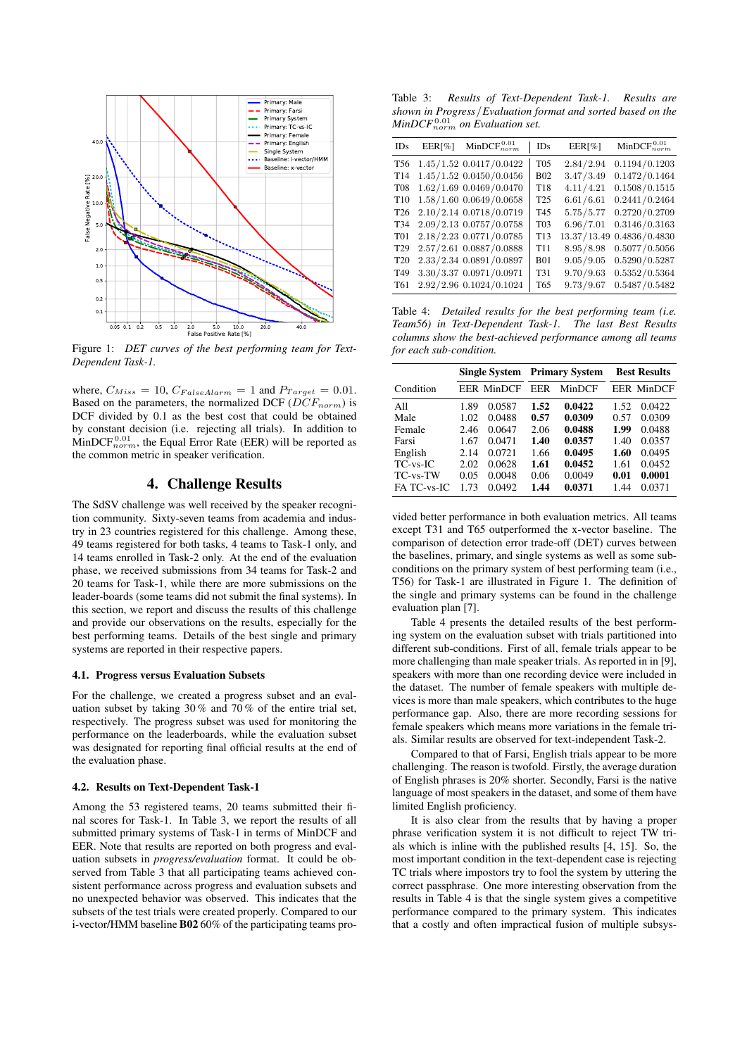Figure 1: *DET curves of the best performing team for Text-Dependent Task-1.*

where, $C_{Miss} = 10$, $C_{FalseAlarm} = 1$ and $P_{Target} = 0.01$. Based on the parameters, the normalized DCF ($DCF_{norm}$) is DCF divided by 0.1 as the best cost that could be obtained by constant decision (i.e. rejecting all trials). In addition to MinDCF$^{0.01}_{norm}$, the Equal Error Rate (EER) will be reported as the common metric in speaker verification.

## 4. Challenge Results

The SdSV challenge was well received by the speaker recognition community. Sixty-seven teams from academia and industry in 23 countries registered for this challenge. Among these, 49 teams registered for both tasks, 4 teams to Task-1 only, and 14 teams enrolled in Task-2 only. At the end of the evaluation phase, we received submissions from 34 teams for Task-2 and 20 teams for Task-1, while there are more submissions on the leader-boards (some teams did not submit the final systems). In this section, we report and discuss the results of this challenge and provide our observations on the results, especially for the best performing teams. Details of the best single and primary systems are reported in their respective papers.

### 4.1. Progress versus Evaluation Subsets

For the challenge, we created a progress subset and an evaluation subset by taking 30 % and 70 % of the entire trial set, respectively. The progress subset was used for monitoring the performance on the leaderboards, while the evaluation subset was designated for reporting final official results at the end of the evaluation phase.

### 4.2. Results on Text-Dependent Task-1

Among the 53 registered teams, 20 teams submitted their final scores for Task-1. In Table 3, we report the results of all submitted primary systems of Task-1 in terms of MinDCF and EER. Note that results are reported on both progress and evaluation subsets in *progress/evaluation* format. It could be observed from Table 3 that all participating teams achieved consistent performance across progress and evaluation subsets and no unexpected behavior was observed. This indicates that the subsets of the test trials were created properly. Compared to our i-vector/HMM baseline **B02** 60% of the participating teams provided better performance in both evaluation metrics. All teams except T31 and T65 outperformed the x-vector baseline. The comparison of detection error trade-off (DET) curves between the baselines, primary, and single systems as well as some sub-conditions on the primary system of best performing team (i.e., T56) for Task-1 are illustrated in Figure 1. The definition of the single and primary systems can be found in the challenge evaluation plan [7].

Table 3: *Results of Text-Dependent Task-1. Results are shown in Progress/Evaluation format and sorted based on the MinDCF$^{0.01}_{norm}$ on Evaluation set.*

| IDs | EER[%] | MinDCF$^{0.01}_{norm}$ | IDs | EER[%] | MinDCF$^{0.01}_{norm}$ |
|---|---|---|---|---|---|
| T56 | 1.45/1.52 | 0.0417/0.0422 | T05 | 2.84/2.94 | 0.1194/0.1203 |
| T14 | 1.45/1.52 | 0.0450/0.0456 | B02 | 3.47/3.49 | 0.1472/0.1464 |
| T08 | 1.62/1.69 | 0.0469/0.0470 | T18 | 4.11/4.21 | 0.1508/0.1515 |
| T10 | 1.58/1.60 | 0.0649/0.0658 | T25 | 6.61/6.61 | 0.2441/0.2464 |
| T26 | 2.10/2.14 | 0.0718/0.0719 | T45 | 5.75/5.77 | 0.2720/0.2709 |
| T34 | 2.09/2.13 | 0.0757/0.0758 | T03 | 6.96/7.01 | 0.3146/0.3163 |
| T01 | 2.18/2.23 | 0.0771/0.0785 | T13 | 13.37/13.49 | 0.4836/0.4830 |
| T29 | 2.57/2.61 | 0.0887/0.0888 | T11 | 8.95/8.98 | 0.5077/0.5056 |
| T20 | 2.33/2.34 | 0.0891/0.0897 | B01 | 9.05/9.05 | 0.5290/0.5287 |
| T49 | 3.30/3.37 | 0.0971/0.0971 | T31 | 9.70/9.63 | 0.5352/0.5364 |
| T61 | 2.92/2.96 | 0.1024/0.1024 | T65 | 9.73/9.67 | 0.5487/0.5482 |

Table 4: *Detailed results for the best performing team (i.e. Team56) in Text-Dependent Task-1. The last Best Results columns show the best-achieved performance among all teams for each sub-condition.*

| | Single System | | Primary System | | Best Results | |
|---|---|---|---|---|---|---|
| Condition | EER | MinDCF | EER | MinDCF | EER | MinDCF |
| All | 1.89 | 0.0587 | **1.52** | **0.0422** | 1.52 | 0.0422 |
| Male | 1.02 | 0.0488 | **0.57** | **0.0309** | 0.57 | 0.0309 |
| Female | 2.46 | 0.0647 | 2.06 | **0.0488** | **1.99** | 0.0488 |
| Farsi | 1.67 | 0.0471 | **1.40** | **0.0357** | 1.40 | 0.0357 |
| English | 2.14 | 0.0721 | 1.66 | **0.0495** | **1.60** | 0.0495 |
| TC-vs-IC | 2.02 | 0.0628 | **1.61** | **0.0452** | 1.61 | 0.0452 |
| TC-vs-TW | 0.05 | 0.0048 | 0.06 | 0.0049 | **0.01** | **0.0001** |
| FA TC-vs-IC | 1.73 | 0.0492 | **1.44** | **0.0371** | 1.44 | 0.0371 |

Table 4 presents the detailed results of the best performing system on the evaluation subset with trials partitioned into different sub-conditions. First of all, female trials appear to be more challenging than male speaker trials. As reported in in [9], speakers with more than one recording device were included in the dataset. The number of female speakers with multiple devices is more than male speakers, which contributes to the huge performance gap. Also, there are more recording sessions for female speakers which means more variations in the female trials. Similar results are observed for text-independent Task-2.

Compared to that of Farsi, English trials appear to be more challenging. The reason is twofold. Firstly, the average duration of English phrases is 20% shorter. Secondly, Farsi is the native language of most speakers in the dataset, and some of them have limited English proficiency.

It is also clear from the results that by having a proper phrase verification system it is not difficult to reject TW trials which is inline with the published results [4, 15]. So, the most important condition in the text-dependent case is rejecting TC trials where impostors try to fool the system by uttering the correct passphrase. One more interesting observation from the results in Table 4 is that the single system gives a competitive performance compared to the primary system. This indicates that a costly and often impractical fusion of multiple subsys-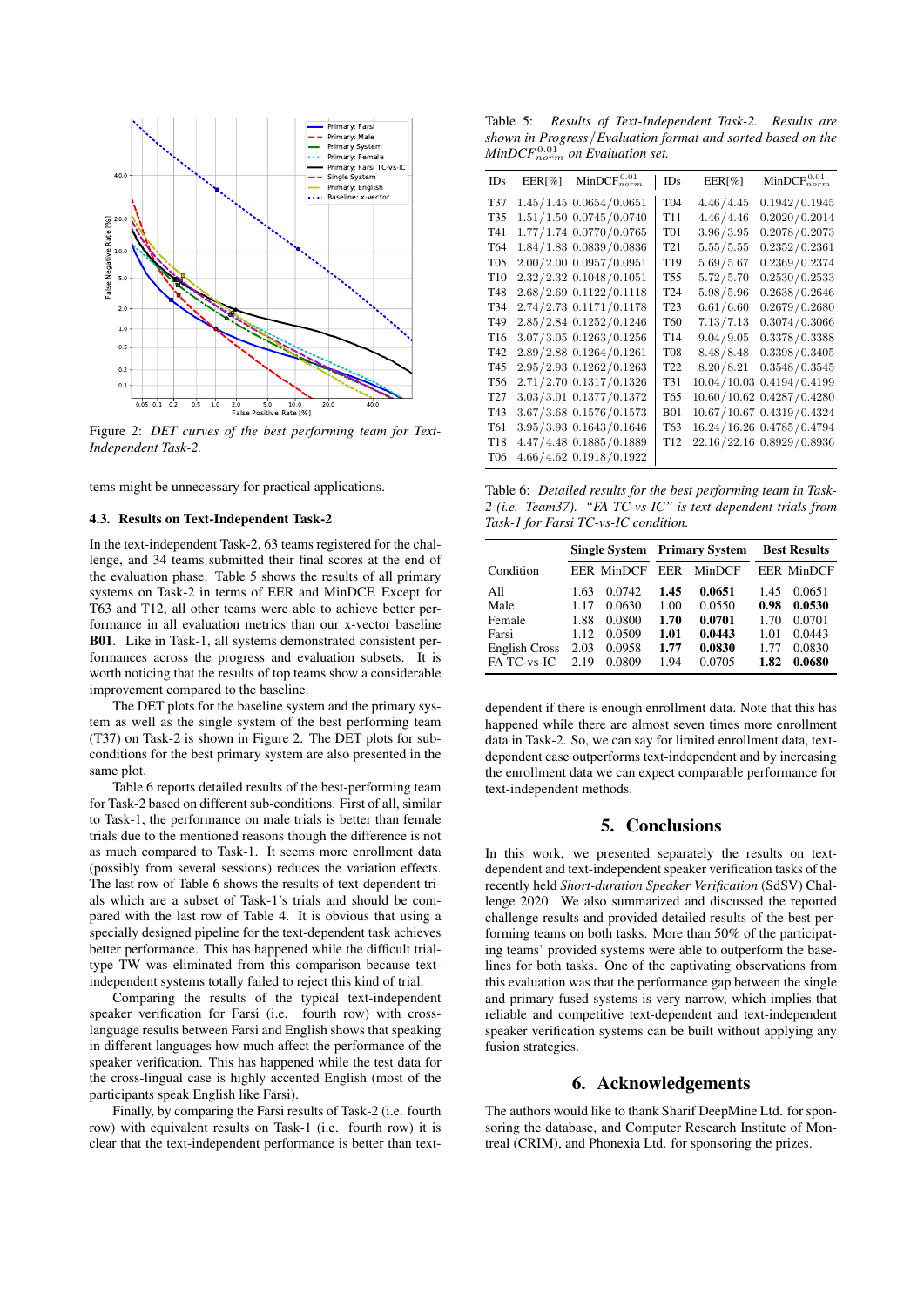Figure 2: *DET curves of the best performing team for Text-Independent Task-2.*

tems might be unnecessary for practical applications.

### 4.3. Results on Text-Independent Task-2

In the text-independent Task-2, 63 teams registered for the challenge, and 34 teams submitted their final scores at the end of the evaluation phase. Table 5 shows the results of all primary systems on Task-2 in terms of EER and MinDCF. Except for T63 and T12, all other teams were able to achieve better performance in all evaluation metrics than our x-vector baseline **B01**. Like in Task-1, all systems demonstrated consistent performances across the progress and evaluation subsets. It is worth noticing that the results of top teams show a considerable improvement compared to the baseline.

The DET plots for the baseline system and the primary system as well as the single system of the best performing team (T37) on Task-2 is shown in Figure 2. The DET plots for sub-conditions for the best primary system are also presented in the same plot.

Table 6 reports detailed results of the best-performing team for Task-2 based on different sub-conditions. First of all, similar to Task-1, the performance on male trials is better than female trials due to the mentioned reasons though the difference is not as much compared to Task-1. It seems more enrollment data (possibly from several sessions) reduces the variation effects. The last row of Table 6 shows the results of text-dependent trials which are a subset of Task-1's trials and should be compared with the last row of Table 4. It is obvious that using a specially designed pipeline for the text-dependent task achieves better performance. This has happened while the difficult trial-type TW was eliminated from this comparison because text-independent systems totally failed to reject this kind of trial.

Comparing the results of the typical text-independent speaker verification for Farsi (i.e. fourth row) with cross-language results between Farsi and English shows that speaking in different languages how much affect the performance of the speaker verification. This has happened while the test data for the cross-lingual case is highly accented English (most of the participants speak English like Farsi).

Finally, by comparing the Farsi results of Task-2 (i.e. fourth row) with equivalent results on Task-1 (i.e. fourth row) it is clear that the text-independent performance is better than text-dependent if there is enough enrollment data. Note that this has happened while there are almost seven times more enrollment data in Task-2. So, we can say for limited enrollment data, text-dependent case outperforms text-independent and by increasing the enrollment data we can expect comparable performance for text-independent methods.

Table 5: *Results of Text-Independent Task-2. Results are shown in Progress/Evaluation format and sorted based on the $MinDCF^{0.01}_{norm}$ on Evaluation set.*

| IDs | EER[%] | $MinDCF^{0.01}_{norm}$ | IDs | EER[%] | $MinDCF^{0.01}_{norm}$ |
|---|---|---|---|---|---|
| T37 | 1.45/1.45 | 0.0654/0.0651 | T04 | 4.46/4.45 | 0.1942/0.1945 |
| T35 | 1.51/1.50 | 0.0745/0.0740 | T11 | 4.46/4.46 | 0.2020/0.2014 |
| T41 | 1.77/1.74 | 0.0770/0.0765 | T01 | 3.96/3.95 | 0.2078/0.2073 |
| T64 | 1.84/1.83 | 0.0839/0.0836 | T21 | 5.55/5.55 | 0.2352/0.2361 |
| T05 | 2.00/2.00 | 0.0957/0.0951 | T19 | 5.69/5.67 | 0.2369/0.2374 |
| T10 | 2.32/2.32 | 0.1048/0.1051 | T55 | 5.72/5.70 | 0.2530/0.2533 |
| T48 | 2.68/2.69 | 0.1122/0.1118 | T24 | 5.98/5.96 | 0.2638/0.2646 |
| T34 | 2.74/2.73 | 0.1171/0.1178 | T23 | 6.61/6.60 | 0.2679/0.2680 |
| T49 | 2.85/2.84 | 0.1252/0.1246 | T60 | 7.13/7.13 | 0.3074/0.3066 |
| T16 | 3.07/3.05 | 0.1263/0.1256 | T14 | 9.04/9.05 | 0.3378/0.3388 |
| T42 | 2.89/2.88 | 0.1264/0.1261 | T08 | 8.48/8.48 | 0.3398/0.3405 |
| T45 | 2.95/2.93 | 0.1262/0.1263 | T22 | 8.20/8.21 | 0.3548/0.3545 |
| T56 | 2.71/2.70 | 0.1317/0.1326 | T31 | 10.04/10.03 | 0.4194/0.4199 |
| T27 | 3.03/3.01 | 0.1377/0.1372 | T65 | 10.60/10.62 | 0.4287/0.4280 |
| T43 | 3.67/3.68 | 0.1576/0.1573 | B01 | 10.67/10.67 | 0.4319/0.4324 |
| T61 | 3.95/3.93 | 0.1643/0.1646 | T63 | 16.24/16.26 | 0.4785/0.4794 |
| T18 | 4.47/4.48 | 0.1885/0.1889 | T12 | 22.16/22.16 | 0.8929/0.8936 |
| T06 | 4.66/4.62 | 0.1918/0.1922 | | | |

Table 6: *Detailed results for the best performing team in Task-2 (i.e. Team37). "FA TC-vs-IC" is text-dependent trials from Task-1 for Farsi TC-vs-IC condition.*

| | Single System | | Primary System | | Best Results | |
|---|---|---|---|---|---|---|
| Condition | EER | MinDCF | EER | MinDCF | EER | MinDCF |
| All | 1.63 | 0.0742 | **1.45** | **0.0651** | 1.45 | 0.0651 |
| Male | 1.17 | 0.0630 | 1.00 | 0.0550 | **0.98** | **0.0530** |
| Female | 1.88 | 0.0800 | **1.70** | **0.0701** | 1.70 | 0.0701 |
| Farsi | 1.12 | 0.0509 | **1.01** | **0.0443** | 1.01 | 0.0443 |
| English Cross | 2.03 | 0.0958 | **1.77** | **0.0830** | 1.77 | 0.0830 |
| FA TC-vs-IC | 2.19 | 0.0809 | 1.94 | 0.0705 | **1.82** | **0.0680** |

## 5. Conclusions

In this work, we presented separately the results on text-dependent and text-independent speaker verification tasks of the recently held *Short-duration Speaker Verification* (SdSV) Challenge 2020. We also summarized and discussed the reported challenge results and provided detailed results of the best performing teams on both tasks. More than 50% of the participating teams' provided systems were able to outperform the baselines for both tasks. One of the captivating observations from this evaluation was that the performance gap between the single and primary fused systems is very narrow, which implies that reliable and competitive text-dependent and text-independent speaker verification systems can be built without applying any fusion strategies.

## 6. Acknowledgements

The authors would like to thank Sharif DeepMine Ltd. for sponsoring the database, and Computer Research Institute of Montreal (CRIM), and Phonexia Ltd. for sponsoring the prizes.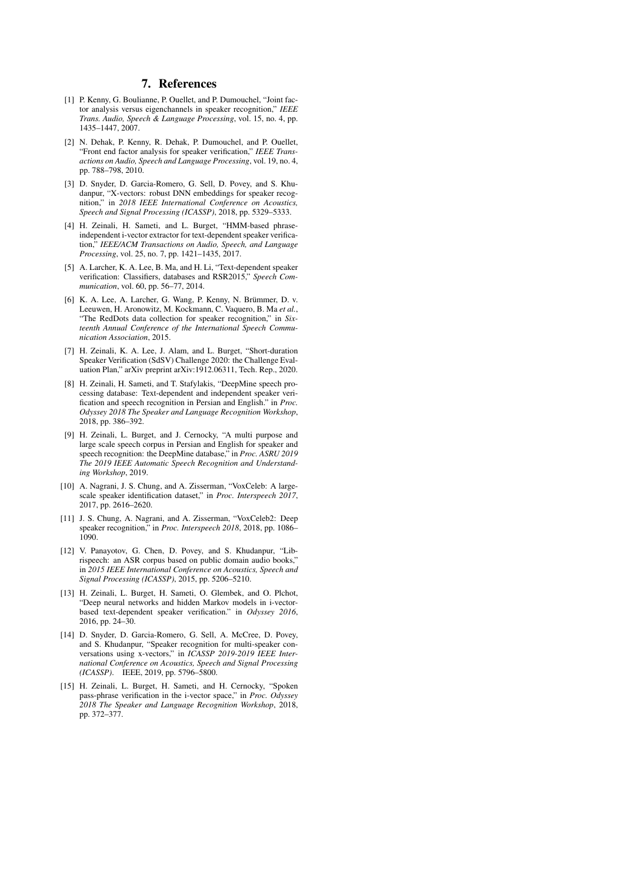# 7. References

[1] P. Kenny, G. Boulianne, P. Ouellet, and P. Dumouchel, "Joint factor analysis versus eigenchannels in speaker recognition," *IEEE Trans. Audio, Speech & Language Processing*, vol. 15, no. 4, pp. 1435–1447, 2007.

[2] N. Dehak, P. Kenny, R. Dehak, P. Dumouchel, and P. Ouellet, "Front end factor analysis for speaker verification," *IEEE Transactions on Audio, Speech and Language Processing*, vol. 19, no. 4, pp. 788–798, 2010.

[3] D. Snyder, D. Garcia-Romero, G. Sell, D. Povey, and S. Khudanpur, "X-vectors: robust DNN embeddings for speaker recognition," in *2018 IEEE International Conference on Acoustics, Speech and Signal Processing (ICASSP)*, 2018, pp. 5329–5333.

[4] H. Zeinali, H. Sameti, and L. Burget, "HMM-based phrase-independent i-vector extractor for text-dependent speaker verification," *IEEE/ACM Transactions on Audio, Speech, and Language Processing*, vol. 25, no. 7, pp. 1421–1435, 2017.

[5] A. Larcher, K. A. Lee, B. Ma, and H. Li, "Text-dependent speaker verification: Classifiers, databases and RSR2015," *Speech Communication*, vol. 60, pp. 56–77, 2014.

[6] K. A. Lee, A. Larcher, G. Wang, P. Kenny, N. Brümmer, D. v. Leeuwen, H. Aronowitz, M. Kockmann, C. Vaquero, B. Ma *et al.*, "The RedDots data collection for speaker recognition," in *Sixteenth Annual Conference of the International Speech Communication Association*, 2015.

[7] H. Zeinali, K. A. Lee, J. Alam, and L. Burget, "Short-duration Speaker Verification (SdSV) Challenge 2020: the Challenge Evaluation Plan," arXiv preprint arXiv:1912.06311, Tech. Rep., 2020.

[8] H. Zeinali, H. Sameti, and T. Stafylakis, "DeepMine speech processing database: Text-dependent and independent speaker verification and speech recognition in Persian and English." in *Proc. Odyssey 2018 The Speaker and Language Recognition Workshop*, 2018, pp. 386–392.

[9] H. Zeinali, L. Burget, and J. Cernocky, "A multi purpose and large scale speech corpus in Persian and English for speaker and speech recognition: the DeepMine database," in *Proc. ASRU 2019 The 2019 IEEE Automatic Speech Recognition and Understanding Workshop*, 2019.

[10] A. Nagrani, J. S. Chung, and A. Zisserman, "VoxCeleb: A large-scale speaker identification dataset," in *Proc. Interspeech 2017*, 2017, pp. 2616–2620.

[11] J. S. Chung, A. Nagrani, and A. Zisserman, "VoxCeleb2: Deep speaker recognition," in *Proc. Interspeech 2018*, 2018, pp. 1086–1090.

[12] V. Panayotov, G. Chen, D. Povey, and S. Khudanpur, "Librispeech: an ASR corpus based on public domain audio books," in *2015 IEEE International Conference on Acoustics, Speech and Signal Processing (ICASSP)*, 2015, pp. 5206–5210.

[13] H. Zeinali, L. Burget, H. Sameti, O. Glembek, and O. Plchot, "Deep neural networks and hidden Markov models in i-vector-based text-dependent speaker verification." in *Odyssey 2016*, 2016, pp. 24–30.

[14] D. Snyder, D. Garcia-Romero, G. Sell, A. McCree, D. Povey, and S. Khudanpur, "Speaker recognition for multi-speaker conversations using x-vectors," in *ICASSP 2019-2019 IEEE International Conference on Acoustics, Speech and Signal Processing (ICASSP)*. IEEE, 2019, pp. 5796–5800.

[15] H. Zeinali, L. Burget, H. Sameti, and H. Cernocky, "Spoken pass-phrase verification in the i-vector space," in *Proc. Odyssey 2018 The Speaker and Language Recognition Workshop*, 2018, pp. 372–377.